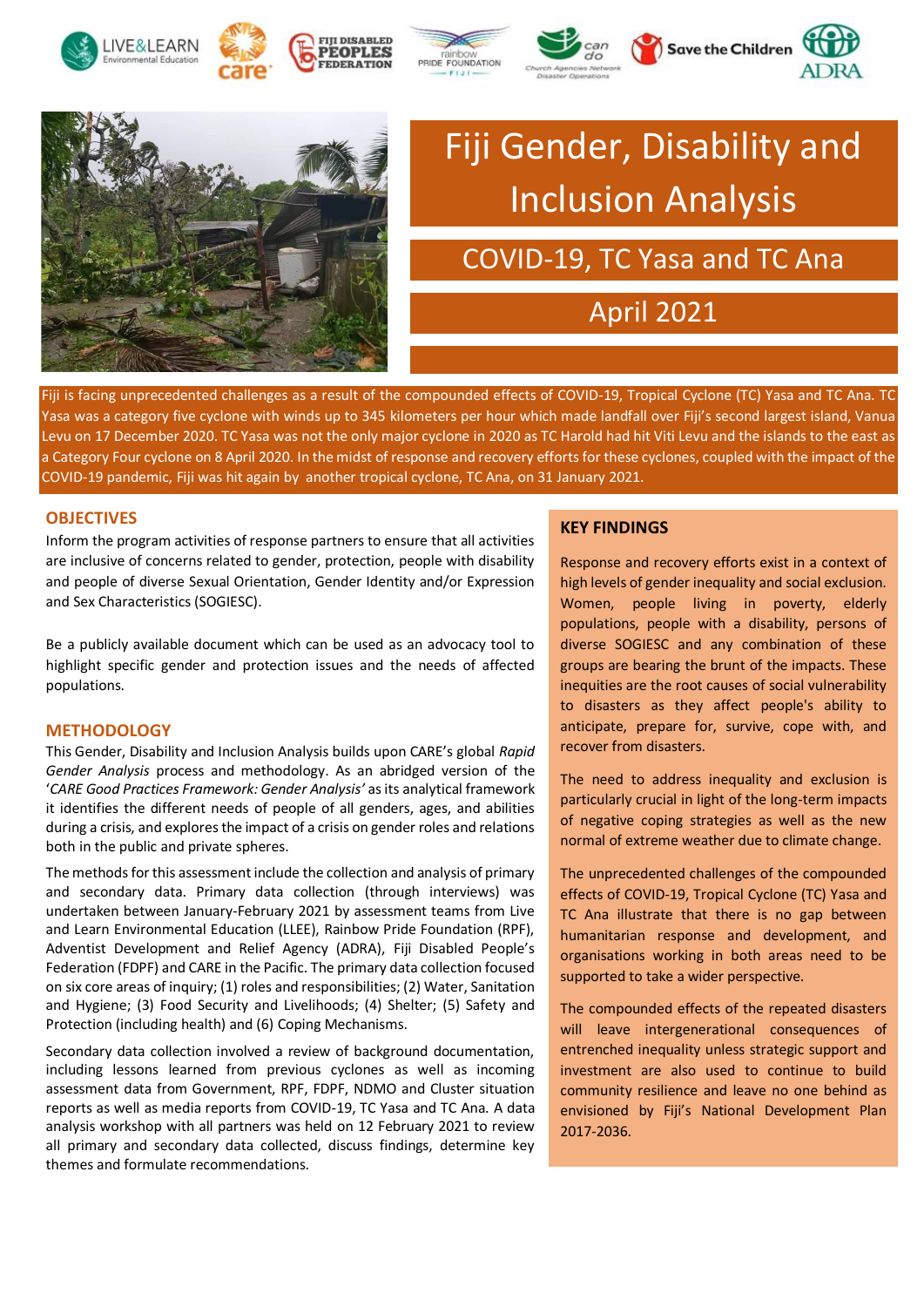# Fiji Gender, Disability and Inclusion Analysis

## COVID-19, TC Yasa and TC Ana

## April 2021

Fiji is facing unprecedented challenges as a result of the compounded effects of COVID-19, Tropical Cyclone (TC) Yasa and TC Ana. TC Yasa was a category five cyclone with winds up to 345 kilometers per hour which made landfall over Fiji's second largest island, Vanua Levu on 17 December 2020. TC Yasa was not the only major cyclone in 2020 as TC Harold had hit Viti Levu and the islands to the east as a Category Four cyclone on 8 April 2020. In the midst of response and recovery efforts for these cyclones, coupled with the impact of the COVID-19 pandemic, Fiji was hit again by another tropical cyclone, TC Ana, on 31 January 2021.

### OBJECTIVES

Inform the program activities of response partners to ensure that all activities are inclusive of concerns related to gender, protection, people with disability and people of diverse Sexual Orientation, Gender Identity and/or Expression and Sex Characteristics (SOGIESC).

Be a publicly available document which can be used as an advocacy tool to highlight specific gender and protection issues and the needs of affected populations.

### METHODOLOGY

This Gender, Disability and Inclusion Analysis builds upon CARE's global *Rapid Gender Analysis* process and methodology. As an abridged version of the '*CARE Good Practices Framework: Gender Analysis'* as its analytical framework it identifies the different needs of people of all genders, ages, and abilities during a crisis, and explores the impact of a crisis on gender roles and relations both in the public and private spheres.

The methods for this assessment include the collection and analysis of primary and secondary data. Primary data collection (through interviews) was undertaken between January-February 2021 by assessment teams from Live and Learn Environmental Education (LLEE), Rainbow Pride Foundation (RPF), Adventist Development and Relief Agency (ADRA), Fiji Disabled People's Federation (FDPF) and CARE in the Pacific. The primary data collection focused on six core areas of inquiry; (1) roles and responsibilities; (2) Water, Sanitation and Hygiene; (3) Food Security and Livelihoods; (4) Shelter; (5) Safety and Protection (including health) and (6) Coping Mechanisms.

Secondary data collection involved a review of background documentation, including lessons learned from previous cyclones as well as incoming assessment data from Government, RPF, FDPF, NDMO and Cluster situation reports as well as media reports from COVID-19, TC Yasa and TC Ana. A data analysis workshop with all partners was held on 12 February 2021 to review all primary and secondary data collected, discuss findings, determine key themes and formulate recommendations.

### KEY FINDINGS

Response and recovery efforts exist in a context of high levels of gender inequality and social exclusion. Women, people living in poverty, elderly populations, people with a disability, persons of diverse SOGIESC and any combination of these groups are bearing the brunt of the impacts. These inequities are the root causes of social vulnerability to disasters as they affect people's ability to anticipate, prepare for, survive, cope with, and recover from disasters.

The need to address inequality and exclusion is particularly crucial in light of the long-term impacts of negative coping strategies as well as the new normal of extreme weather due to climate change.

The unprecedented challenges of the compounded effects of COVID-19, Tropical Cyclone (TC) Yasa and TC Ana illustrate that there is no gap between humanitarian response and development, and organisations working in both areas need to be supported to take a wider perspective.

The compounded effects of the repeated disasters will leave intergenerational consequences of entrenched inequality unless strategic support and investment are also used to continue to build community resilience and leave no one behind as envisioned by Fiji's National Development Plan 2017-2036.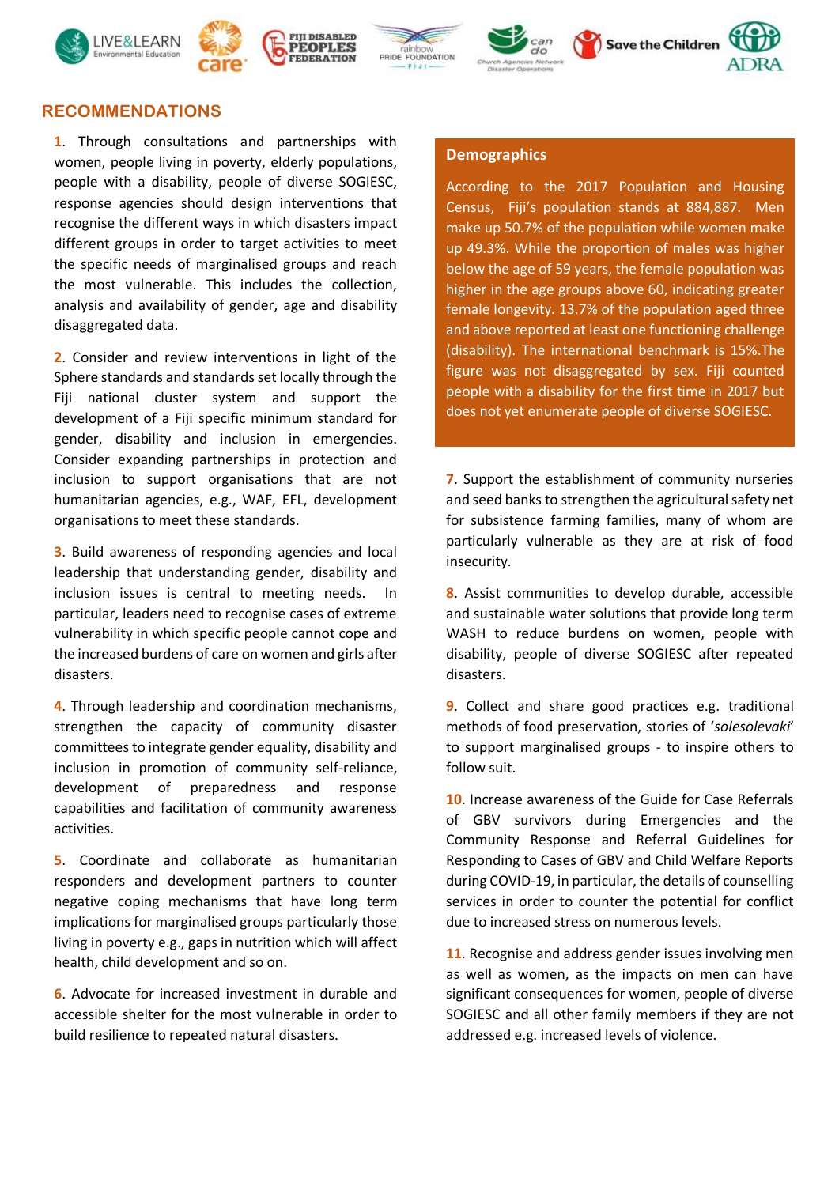## RECOMMENDATIONS

**1**. Through consultations and partnerships with women, people living in poverty, elderly populations, people with a disability, people of diverse SOGIESC, response agencies should design interventions that recognise the different ways in which disasters impact different groups in order to target activities to meet the specific needs of marginalised groups and reach the most vulnerable. This includes the collection, analysis and availability of gender, age and disability disaggregated data.

**2**. Consider and review interventions in light of the Sphere standards and standards set locally through the Fiji national cluster system and support the development of a Fiji specific minimum standard for gender, disability and inclusion in emergencies. Consider expanding partnerships in protection and inclusion to support organisations that are not humanitarian agencies, e.g., WAF, EFL, development organisations to meet these standards.

**3**. Build awareness of responding agencies and local leadership that understanding gender, disability and inclusion issues is central to meeting needs. In particular, leaders need to recognise cases of extreme vulnerability in which specific people cannot cope and the increased burdens of care on women and girls after disasters.

**4**. Through leadership and coordination mechanisms, strengthen the capacity of community disaster committees to integrate gender equality, disability and inclusion in promotion of community self-reliance, development of preparedness and response capabilities and facilitation of community awareness activities.

**5**. Coordinate and collaborate as humanitarian responders and development partners to counter negative coping mechanisms that have long term implications for marginalised groups particularly those living in poverty e.g., gaps in nutrition which will affect health, child development and so on.

**6**. Advocate for increased investment in durable and accessible shelter for the most vulnerable in order to build resilience to repeated natural disasters.

### Demographics

According to the 2017 Population and Housing Census, Fiji's population stands at 884,887. Men make up 50.7% of the population while women make up 49.3%. While the proportion of males was higher below the age of 59 years, the female population was higher in the age groups above 60, indicating greater female longevity. 13.7% of the population aged three and above reported at least one functioning challenge (disability). The international benchmark is 15%.The figure was not disaggregated by sex. Fiji counted people with a disability for the first time in 2017 but does not yet enumerate people of diverse SOGIESC.

**7**. Support the establishment of community nurseries and seed banks to strengthen the agricultural safety net for subsistence farming families, many of whom are particularly vulnerable as they are at risk of food insecurity.

**8**. Assist communities to develop durable, accessible and sustainable water solutions that provide long term WASH to reduce burdens on women, people with disability, people of diverse SOGIESC after repeated disasters.

**9**. Collect and share good practices e.g. traditional methods of food preservation, stories of '*solesolevaki*' to support marginalised groups - to inspire others to follow suit.

**10**. Increase awareness of the Guide for Case Referrals of GBV survivors during Emergencies and the Community Response and Referral Guidelines for Responding to Cases of GBV and Child Welfare Reports during COVID-19, in particular, the details of counselling services in order to counter the potential for conflict due to increased stress on numerous levels.

**11**. Recognise and address gender issues involving men as well as women, as the impacts on men can have significant consequences for women, people of diverse SOGIESC and all other family members if they are not addressed e.g. increased levels of violence.